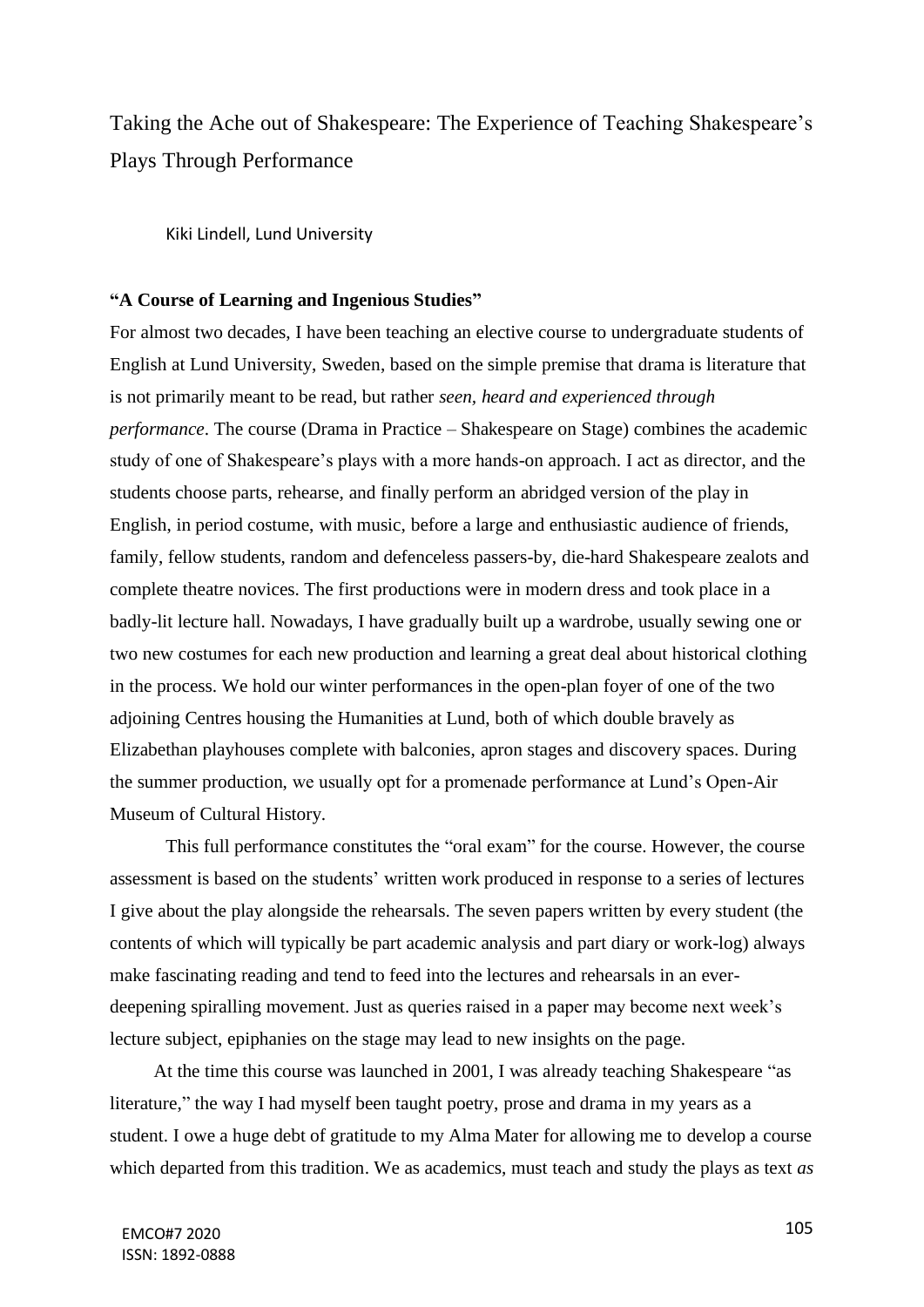# Taking the Ache out of Shakespeare: The Experience of Teaching Shakespeare's Plays Through Performance

Kiki Lindell, Lund University

**"A Course of Learning and Ingenious Studies"**

For almost two decades, I have been teaching an elective course to undergraduate students of English at Lund University, Sweden, based on the simple premise that drama is literature that is not primarily meant to be read, but rather *seen, heard and experienced through performance*. The course (Drama in Practice – Shakespeare on Stage) combines the academic study of one of Shakespeare's plays with a more hands-on approach. I act as director, and the students choose parts, rehearse, and finally perform an abridged version of the play in English, in period costume, with music, before a large and enthusiastic audience of friends, family, fellow students, random and defenceless passers-by, die-hard Shakespeare zealots and complete theatre novices. The first productions were in modern dress and took place in a badly-lit lecture hall. Nowadays, I have gradually built up a wardrobe, usually sewing one or two new costumes for each new production and learning a great deal about historical clothing in the process. We hold our winter performances in the open-plan foyer of one of the two adjoining Centres housing the Humanities at Lund, both of which double bravely as Elizabethan playhouses complete with balconies, apron stages and discovery spaces. During the summer production, we usually opt for a promenade performance at Lund's Open-Air Museum of Cultural History.

This full performance constitutes the "oral exam" for the course. However, the course assessment is based on the students' written work produced in response to a series of lectures I give about the play alongside the rehearsals. The seven papers written by every student (the contents of which will typically be part academic analysis and part diary or work-log) always make fascinating reading and tend to feed into the lectures and rehearsals in an ever-deepening spiralling movement. Just as queries raised in a paper may become next week's lecture subject, epiphanies on the stage may lead to new insights on the page.

At the time this course was launched in 2001, I was already teaching Shakespeare "as literature," the way I had myself been taught poetry, prose and drama in my years as a student. I owe a huge debt of gratitude to my Alma Mater for allowing me to develop a course which departed from this tradition. We as academics, must teach and study the plays as text *as*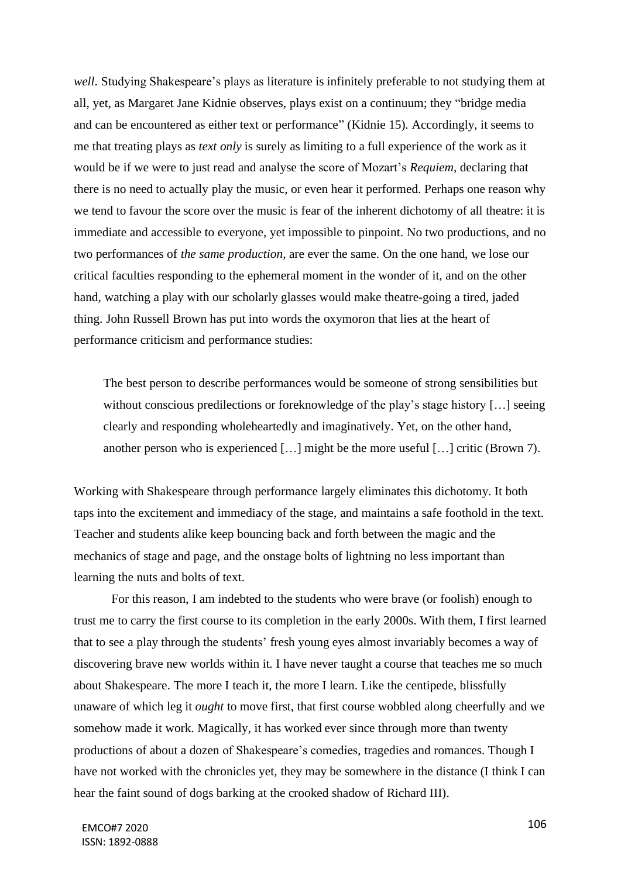*well*. Studying Shakespeare's plays as literature is infinitely preferable to not studying them at all, yet, as Margaret Jane Kidnie observes, plays exist on a continuum; they "bridge media and can be encountered as either text or performance" (Kidnie 15). Accordingly, it seems to me that treating plays as *text only* is surely as limiting to a full experience of the work as it would be if we were to just read and analyse the score of Mozart's *Requiem*, declaring that there is no need to actually play the music, or even hear it performed. Perhaps one reason why we tend to favour the score over the music is fear of the inherent dichotomy of all theatre: it is immediate and accessible to everyone, yet impossible to pinpoint. No two productions, and no two performances of *the same production*, are ever the same. On the one hand, we lose our critical faculties responding to the ephemeral moment in the wonder of it, and on the other hand, watching a play with our scholarly glasses would make theatre-going a tired, jaded thing. John Russell Brown has put into words the oxymoron that lies at the heart of performance criticism and performance studies:

> The best person to describe performances would be someone of strong sensibilities but without conscious predilections or foreknowledge of the play's stage history […] seeing clearly and responding wholeheartedly and imaginatively. Yet, on the other hand, another person who is experienced […] might be the more useful […] critic (Brown 7).

Working with Shakespeare through performance largely eliminates this dichotomy. It both taps into the excitement and immediacy of the stage, and maintains a safe foothold in the text. Teacher and students alike keep bouncing back and forth between the magic and the mechanics of stage and page, and the onstage bolts of lightning no less important than learning the nuts and bolts of text.

For this reason, I am indebted to the students who were brave (or foolish) enough to trust me to carry the first course to its completion in the early 2000s. With them, I first learned that to see a play through the students' fresh young eyes almost invariably becomes a way of discovering brave new worlds within it. I have never taught a course that teaches me so much about Shakespeare. The more I teach it, the more I learn. Like the centipede, blissfully unaware of which leg it *ought* to move first, that first course wobbled along cheerfully and we somehow made it work. Magically, it has worked ever since through more than twenty productions of about a dozen of Shakespeare's comedies, tragedies and romances. Though I have not worked with the chronicles yet, they may be somewhere in the distance (I think I can hear the faint sound of dogs barking at the crooked shadow of Richard III).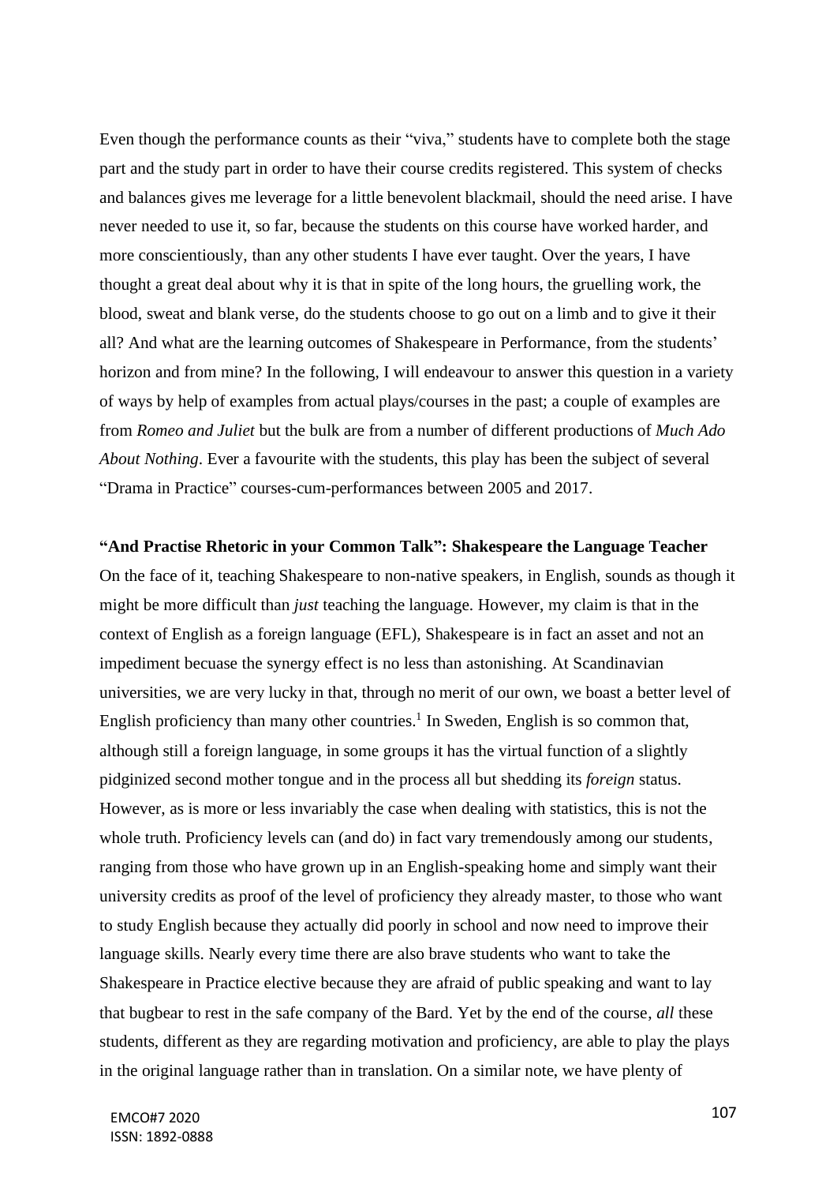Even though the performance counts as their "viva," students have to complete both the stage part and the study part in order to have their course credits registered. This system of checks and balances gives me leverage for a little benevolent blackmail, should the need arise. I have never needed to use it, so far, because the students on this course have worked harder, and more conscientiously, than any other students I have ever taught. Over the years, I have thought a great deal about why it is that in spite of the long hours, the gruelling work, the blood, sweat and blank verse, do the students choose to go out on a limb and to give it their all? And what are the learning outcomes of Shakespeare in Performance, from the students' horizon and from mine? In the following, I will endeavour to answer this question in a variety of ways by help of examples from actual plays/courses in the past; a couple of examples are from *Romeo and Juliet* but the bulk are from a number of different productions of *Much Ado About Nothing*. Ever a favourite with the students, this play has been the subject of several "Drama in Practice" courses-cum-performances between 2005 and 2017.

**"And Practise Rhetoric in your Common Talk": Shakespeare the Language Teacher**

On the face of it, teaching Shakespeare to non-native speakers, in English, sounds as though it might be more difficult than *just* teaching the language. However, my claim is that in the context of English as a foreign language (EFL), Shakespeare is in fact an asset and not an impediment becuase the synergy effect is no less than astonishing. At Scandinavian universities, we are very lucky in that, through no merit of our own, we boast a better level of English proficiency than many other countries.[1] In Sweden, English is so common that, although still a foreign language, in some groups it has the virtual function of a slightly pidginized second mother tongue and in the process all but shedding its *foreign* status. However, as is more or less invariably the case when dealing with statistics, this is not the whole truth. Proficiency levels can (and do) in fact vary tremendously among our students, ranging from those who have grown up in an English-speaking home and simply want their university credits as proof of the level of proficiency they already master, to those who want to study English because they actually did poorly in school and now need to improve their language skills. Nearly every time there are also brave students who want to take the Shakespeare in Practice elective because they are afraid of public speaking and want to lay that bugbear to rest in the safe company of the Bard. Yet by the end of the course, *all* these students, different as they are regarding motivation and proficiency, are able to play the plays in the original language rather than in translation. On a similar note, we have plenty of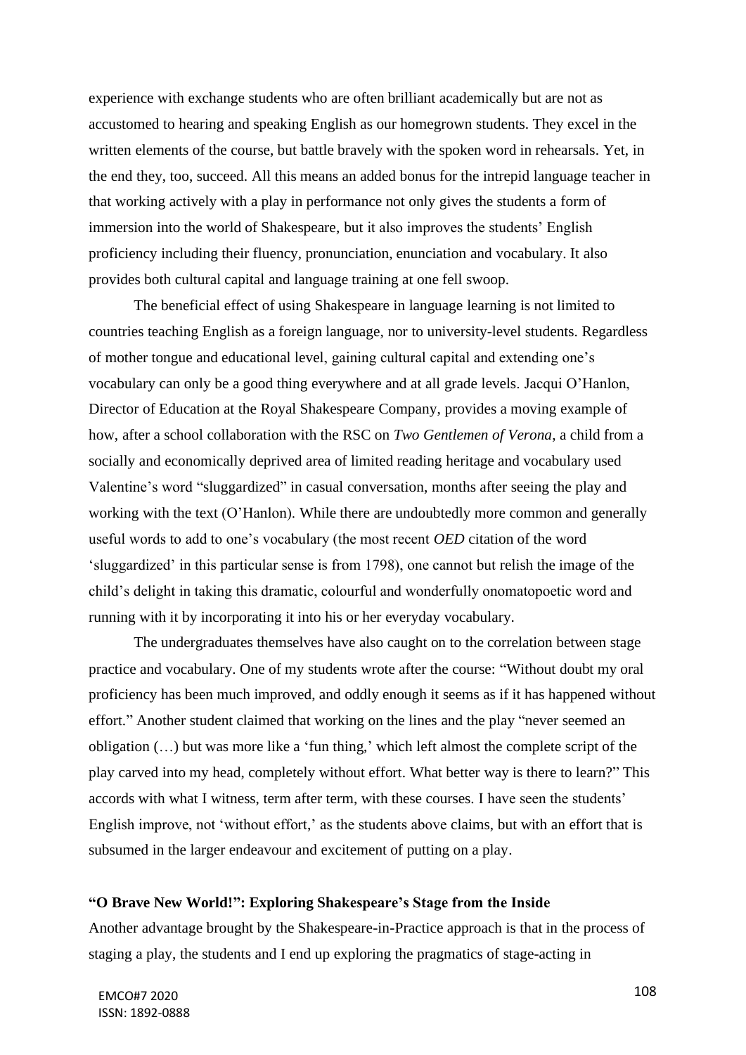experience with exchange students who are often brilliant academically but are not as accustomed to hearing and speaking English as our homegrown students. They excel in the written elements of the course, but battle bravely with the spoken word in rehearsals. Yet, in the end they, too, succeed. All this means an added bonus for the intrepid language teacher in that working actively with a play in performance not only gives the students a form of immersion into the world of Shakespeare, but it also improves the students' English proficiency including their fluency, pronunciation, enunciation and vocabulary. It also provides both cultural capital and language training at one fell swoop.

The beneficial effect of using Shakespeare in language learning is not limited to countries teaching English as a foreign language, nor to university-level students. Regardless of mother tongue and educational level, gaining cultural capital and extending one's vocabulary can only be a good thing everywhere and at all grade levels. Jacqui O'Hanlon, Director of Education at the Royal Shakespeare Company, provides a moving example of how, after a school collaboration with the RSC on *Two Gentlemen of Verona*, a child from a socially and economically deprived area of limited reading heritage and vocabulary used Valentine's word "sluggardized" in casual conversation, months after seeing the play and working with the text (O'Hanlon). While there are undoubtedly more common and generally useful words to add to one's vocabulary (the most recent *OED* citation of the word 'sluggardized' in this particular sense is from 1798), one cannot but relish the image of the child's delight in taking this dramatic, colourful and wonderfully onomatopoetic word and running with it by incorporating it into his or her everyday vocabulary.

The undergraduates themselves have also caught on to the correlation between stage practice and vocabulary. One of my students wrote after the course: "Without doubt my oral proficiency has been much improved, and oddly enough it seems as if it has happened without effort." Another student claimed that working on the lines and the play "never seemed an obligation (…) but was more like a 'fun thing,' which left almost the complete script of the play carved into my head, completely without effort. What better way is there to learn?" This accords with what I witness, term after term, with these courses. I have seen the students' English improve, not 'without effort,' as the students above claims, but with an effort that is subsumed in the larger endeavour and excitement of putting on a play.

### "O Brave New World!": Exploring Shakespeare's Stage from the Inside

Another advantage brought by the Shakespeare-in-Practice approach is that in the process of staging a play, the students and I end up exploring the pragmatics of stage-acting in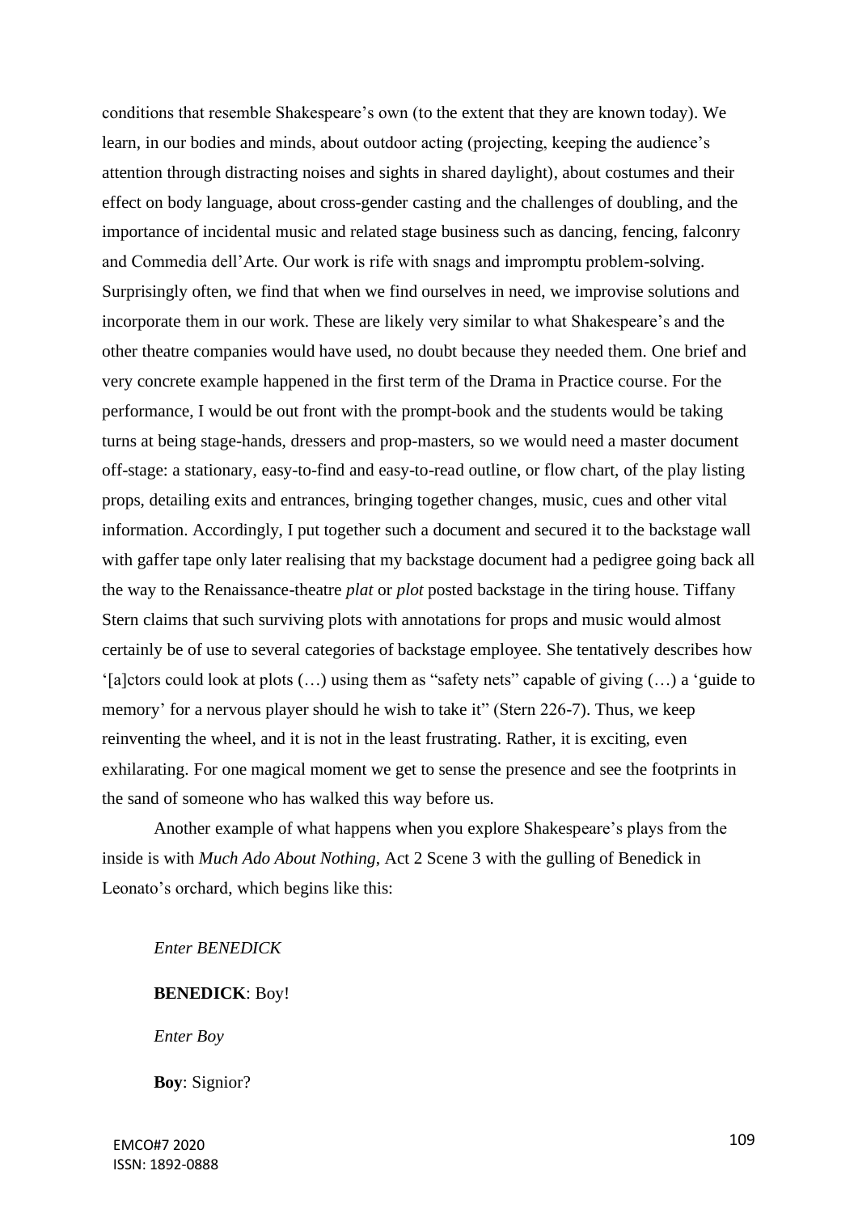conditions that resemble Shakespeare's own (to the extent that they are known today). We learn, in our bodies and minds, about outdoor acting (projecting, keeping the audience's attention through distracting noises and sights in shared daylight), about costumes and their effect on body language, about cross-gender casting and the challenges of doubling, and the importance of incidental music and related stage business such as dancing, fencing, falconry and Commedia dell'Arte. Our work is rife with snags and impromptu problem-solving. Surprisingly often, we find that when we find ourselves in need, we improvise solutions and incorporate them in our work. These are likely very similar to what Shakespeare's and the other theatre companies would have used, no doubt because they needed them. One brief and very concrete example happened in the first term of the Drama in Practice course. For the performance, I would be out front with the prompt-book and the students would be taking turns at being stage-hands, dressers and prop-masters, so we would need a master document off-stage: a stationary, easy-to-find and easy-to-read outline, or flow chart, of the play listing props, detailing exits and entrances, bringing together changes, music, cues and other vital information. Accordingly, I put together such a document and secured it to the backstage wall with gaffer tape only later realising that my backstage document had a pedigree going back all the way to the Renaissance-theatre *plat* or *plot* posted backstage in the tiring house. Tiffany Stern claims that such surviving plots with annotations for props and music would almost certainly be of use to several categories of backstage employee. She tentatively describes how '[a]ctors could look at plots (…) using them as "safety nets" capable of giving (…) a 'guide to memory' for a nervous player should he wish to take it" (Stern 226-7). Thus, we keep reinventing the wheel, and it is not in the least frustrating. Rather, it is exciting, even exhilarating. For one magical moment we get to sense the presence and see the footprints in the sand of someone who has walked this way before us.

Another example of what happens when you explore Shakespeare's plays from the inside is with *Much Ado About Nothing*, Act 2 Scene 3 with the gulling of Benedick in Leonato's orchard, which begins like this:

> *Enter BENEDICK*
>
> **BENEDICK**: Boy!
>
> *Enter Boy*
>
> **Boy**: Signior?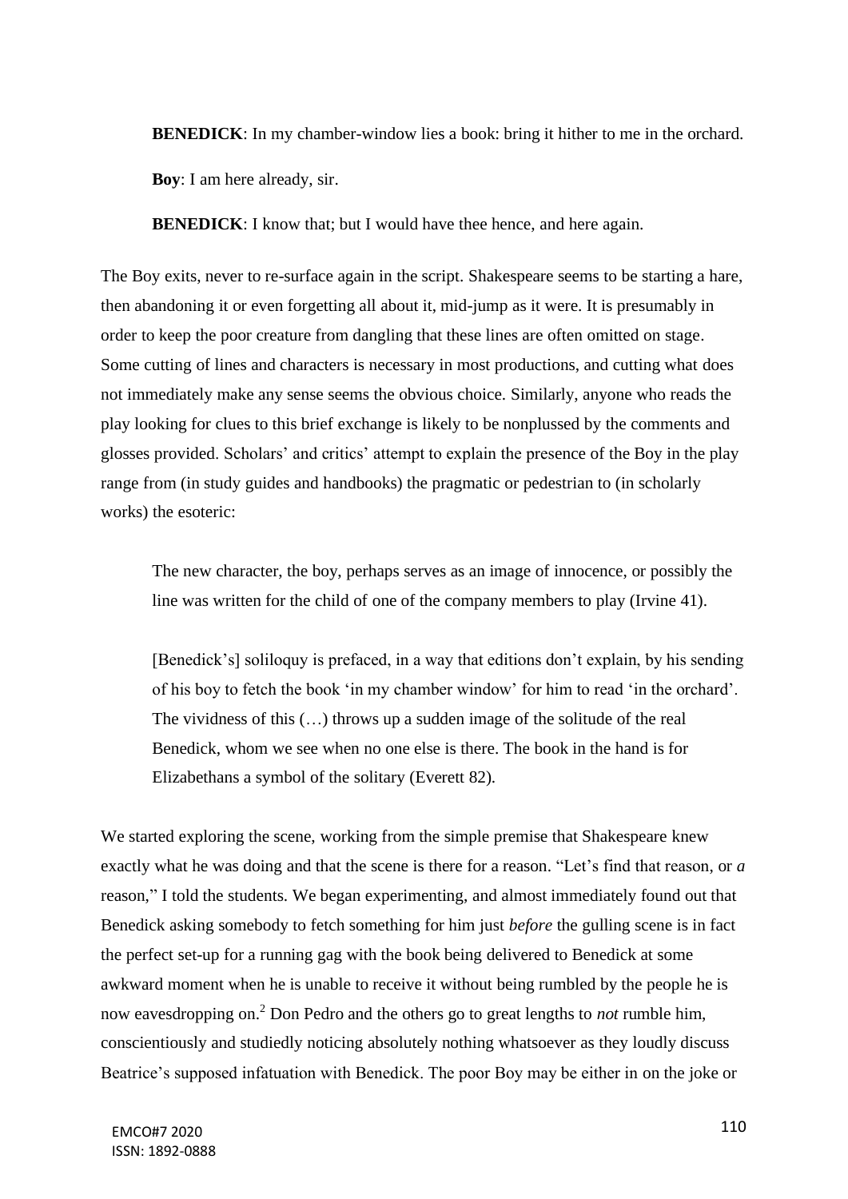> **BENEDICK**: In my chamber-window lies a book: bring it hither to me in the orchard.
>
> **Boy**: I am here already, sir.
>
> **BENEDICK**: I know that; but I would have thee hence, and here again.

The Boy exits, never to re-surface again in the script. Shakespeare seems to be starting a hare, then abandoning it or even forgetting all about it, mid-jump as it were. It is presumably in order to keep the poor creature from dangling that these lines are often omitted on stage. Some cutting of lines and characters is necessary in most productions, and cutting what does not immediately make any sense seems the obvious choice. Similarly, anyone who reads the play looking for clues to this brief exchange is likely to be nonplussed by the comments and glosses provided. Scholars' and critics' attempt to explain the presence of the Boy in the play range from (in study guides and handbooks) the pragmatic or pedestrian to (in scholarly works) the esoteric:

> The new character, the boy, perhaps serves as an image of innocence, or possibly the line was written for the child of one of the company members to play (Irvine 41).

> [Benedick's] soliloquy is prefaced, in a way that editions don't explain, by his sending of his boy to fetch the book 'in my chamber window' for him to read 'in the orchard'. The vividness of this (…) throws up a sudden image of the solitude of the real Benedick, whom we see when no one else is there. The book in the hand is for Elizabethans a symbol of the solitary (Everett 82).

We started exploring the scene, working from the simple premise that Shakespeare knew exactly what he was doing and that the scene is there for a reason. "Let's find that reason, or *a* reason," I told the students. We began experimenting, and almost immediately found out that Benedick asking somebody to fetch something for him just *before* the gulling scene is in fact the perfect set-up for a running gag with the book being delivered to Benedick at some awkward moment when he is unable to receive it without being rumbled by the people he is now eavesdropping on.[2] Don Pedro and the others go to great lengths to *not* rumble him, conscientiously and studiedly noticing absolutely nothing whatsoever as they loudly discuss Beatrice's supposed infatuation with Benedick. The poor Boy may be either in on the joke or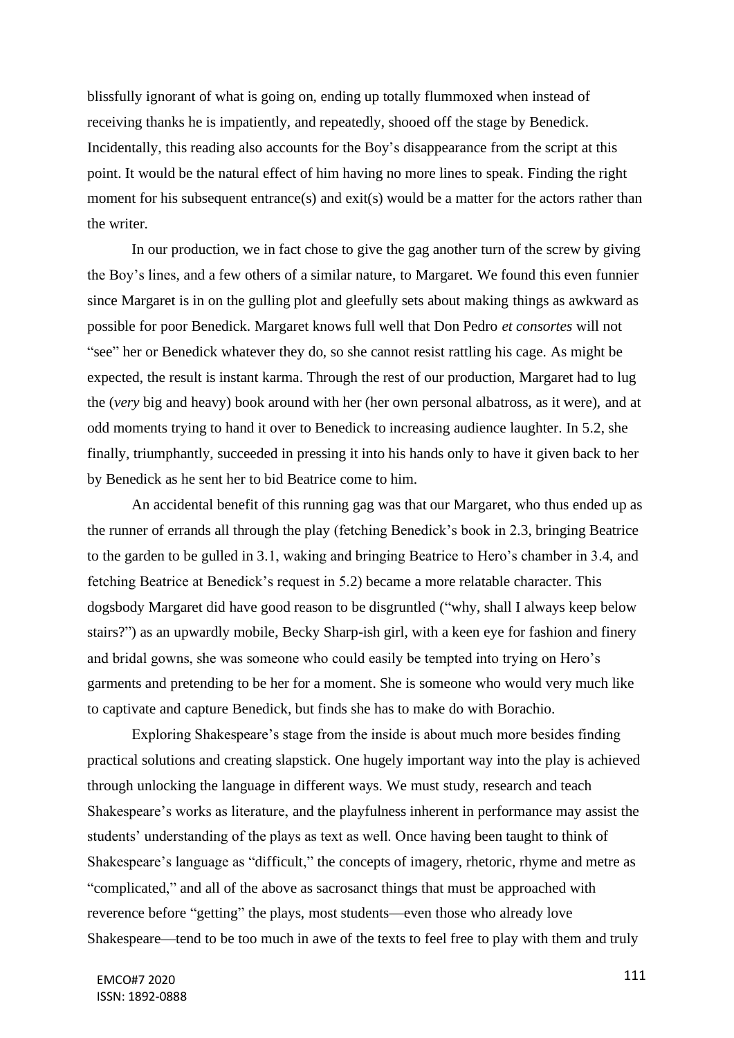blissfully ignorant of what is going on, ending up totally flummoxed when instead of receiving thanks he is impatiently, and repeatedly, shooed off the stage by Benedick. Incidentally, this reading also accounts for the Boy's disappearance from the script at this point. It would be the natural effect of him having no more lines to speak. Finding the right moment for his subsequent entrance(s) and exit(s) would be a matter for the actors rather than the writer.

In our production, we in fact chose to give the gag another turn of the screw by giving the Boy's lines, and a few others of a similar nature, to Margaret. We found this even funnier since Margaret is in on the gulling plot and gleefully sets about making things as awkward as possible for poor Benedick. Margaret knows full well that Don Pedro *et consortes* will not "see" her or Benedick whatever they do, so she cannot resist rattling his cage. As might be expected, the result is instant karma. Through the rest of our production, Margaret had to lug the (*very* big and heavy) book around with her (her own personal albatross, as it were), and at odd moments trying to hand it over to Benedick to increasing audience laughter. In 5.2, she finally, triumphantly, succeeded in pressing it into his hands only to have it given back to her by Benedick as he sent her to bid Beatrice come to him.

An accidental benefit of this running gag was that our Margaret, who thus ended up as the runner of errands all through the play (fetching Benedick's book in 2.3, bringing Beatrice to the garden to be gulled in 3.1, waking and bringing Beatrice to Hero's chamber in 3.4, and fetching Beatrice at Benedick's request in 5.2) became a more relatable character. This dogsbody Margaret did have good reason to be disgruntled ("why, shall I always keep below stairs?") as an upwardly mobile, Becky Sharp-ish girl, with a keen eye for fashion and finery and bridal gowns, she was someone who could easily be tempted into trying on Hero's garments and pretending to be her for a moment. She is someone who would very much like to captivate and capture Benedick, but finds she has to make do with Borachio.

Exploring Shakespeare's stage from the inside is about much more besides finding practical solutions and creating slapstick. One hugely important way into the play is achieved through unlocking the language in different ways. We must study, research and teach Shakespeare's works as literature, and the playfulness inherent in performance may assist the students' understanding of the plays as text as well. Once having been taught to think of Shakespeare's language as "difficult," the concepts of imagery, rhetoric, rhyme and metre as "complicated," and all of the above as sacrosanct things that must be approached with reverence before "getting" the plays, most students—even those who already love Shakespeare—tend to be too much in awe of the texts to feel free to play with them and truly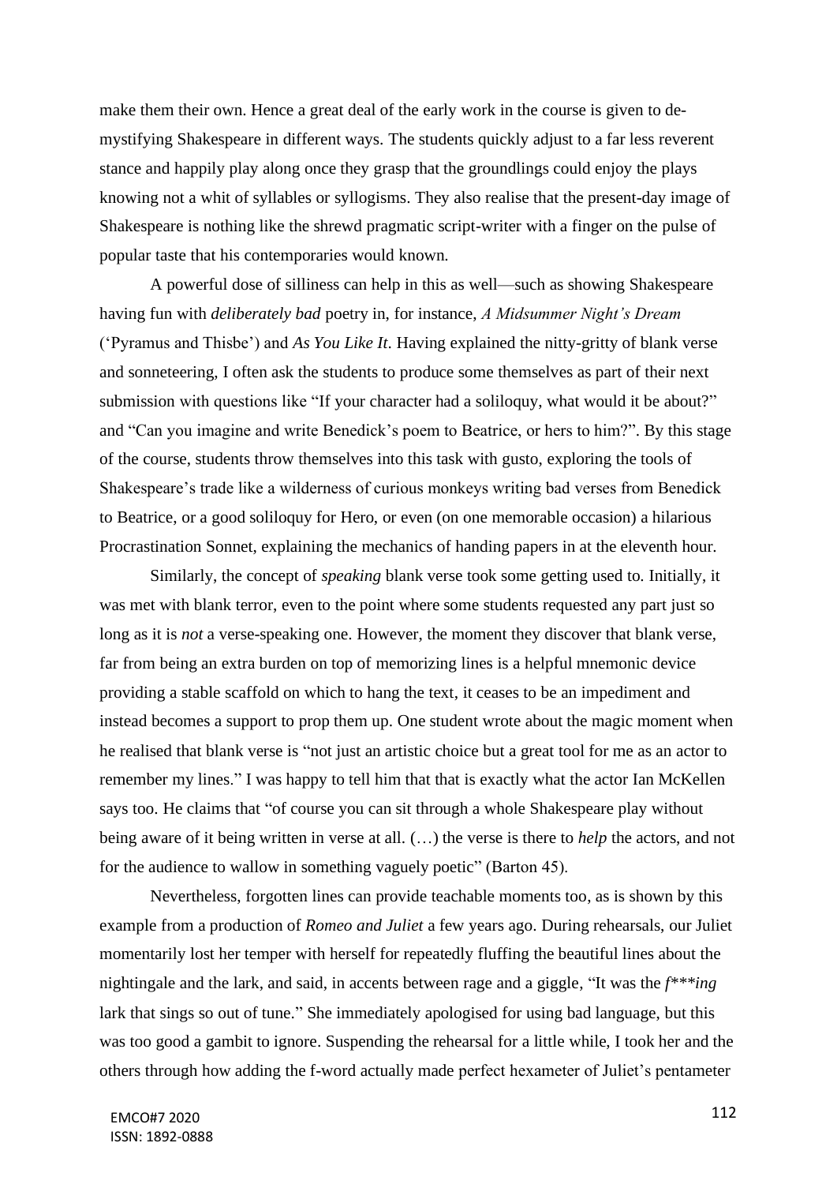make them their own. Hence a great deal of the early work in the course is given to de-mystifying Shakespeare in different ways. The students quickly adjust to a far less reverent stance and happily play along once they grasp that the groundlings could enjoy the plays knowing not a whit of syllables or syllogisms. They also realise that the present-day image of Shakespeare is nothing like the shrewd pragmatic script-writer with a finger on the pulse of popular taste that his contemporaries would known.

A powerful dose of silliness can help in this as well—such as showing Shakespeare having fun with *deliberately bad* poetry in, for instance, *A Midsummer Night's Dream* ('Pyramus and Thisbe') and *As You Like It*. Having explained the nitty-gritty of blank verse and sonneteering, I often ask the students to produce some themselves as part of their next submission with questions like "If your character had a soliloquy, what would it be about?" and "Can you imagine and write Benedick's poem to Beatrice, or hers to him?". By this stage of the course, students throw themselves into this task with gusto, exploring the tools of Shakespeare's trade like a wilderness of curious monkeys writing bad verses from Benedick to Beatrice, or a good soliloquy for Hero, or even (on one memorable occasion) a hilarious Procrastination Sonnet, explaining the mechanics of handing papers in at the eleventh hour.

Similarly, the concept of *speaking* blank verse took some getting used to. Initially, it was met with blank terror, even to the point where some students requested any part just so long as it is *not* a verse-speaking one. However, the moment they discover that blank verse, far from being an extra burden on top of memorizing lines is a helpful mnemonic device providing a stable scaffold on which to hang the text, it ceases to be an impediment and instead becomes a support to prop them up. One student wrote about the magic moment when he realised that blank verse is "not just an artistic choice but a great tool for me as an actor to remember my lines." I was happy to tell him that that is exactly what the actor Ian McKellen says too. He claims that "of course you can sit through a whole Shakespeare play without being aware of it being written in verse at all. (…) the verse is there to *help* the actors, and not for the audience to wallow in something vaguely poetic" (Barton 45).

Nevertheless, forgotten lines can provide teachable moments too, as is shown by this example from a production of *Romeo and Juliet* a few years ago. During rehearsals, our Juliet momentarily lost her temper with herself for repeatedly fluffing the beautiful lines about the nightingale and the lark, and said, in accents between rage and a giggle, "It was the *f\*\*\*ing* lark that sings so out of tune." She immediately apologised for using bad language, but this was too good a gambit to ignore. Suspending the rehearsal for a little while, I took her and the others through how adding the f-word actually made perfect hexameter of Juliet's pentameter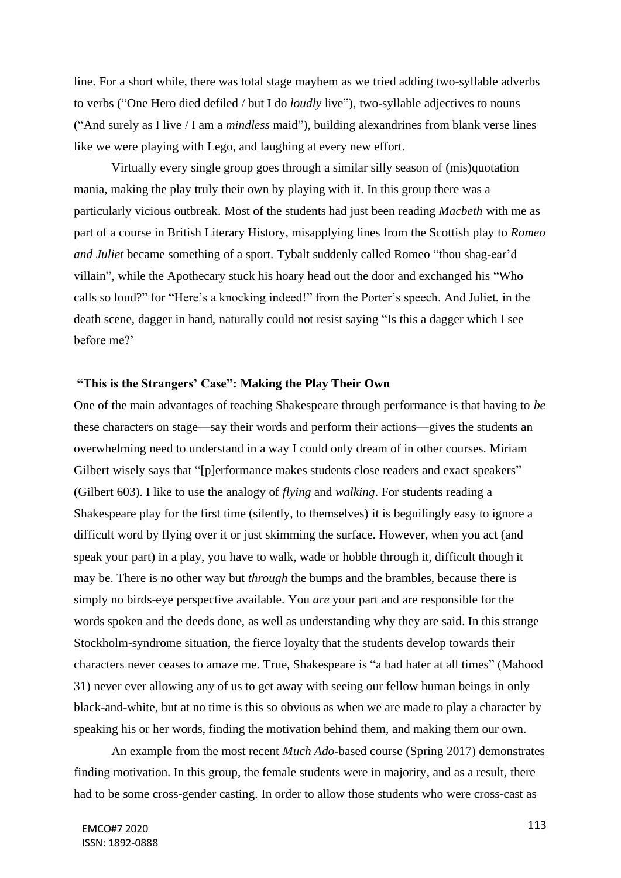line. For a short while, there was total stage mayhem as we tried adding two-syllable adverbs to verbs ("One Hero died defiled / but I do *loudly* live"), two-syllable adjectives to nouns ("And surely as I live / I am a *mindless* maid"), building alexandrines from blank verse lines like we were playing with Lego, and laughing at every new effort.

Virtually every single group goes through a similar silly season of (mis)quotation mania, making the play truly their own by playing with it. In this group there was a particularly vicious outbreak. Most of the students had just been reading *Macbeth* with me as part of a course in British Literary History, misapplying lines from the Scottish play to *Romeo and Juliet* became something of a sport. Tybalt suddenly called Romeo "thou shag-ear'd villain", while the Apothecary stuck his hoary head out the door and exchanged his "Who calls so loud?" for "Here's a knocking indeed!" from the Porter's speech. And Juliet, in the death scene, dagger in hand, naturally could not resist saying "Is this a dagger which I see before me?'

## "This is the Strangers' Case": Making the Play Their Own

One of the main advantages of teaching Shakespeare through performance is that having to *be* these characters on stage—say their words and perform their actions—gives the students an overwhelming need to understand in a way I could only dream of in other courses. Miriam Gilbert wisely says that "[p]erformance makes students close readers and exact speakers" (Gilbert 603). I like to use the analogy of *flying* and *walking*. For students reading a Shakespeare play for the first time (silently, to themselves) it is beguilingly easy to ignore a difficult word by flying over it or just skimming the surface. However, when you act (and speak your part) in a play, you have to walk, wade or hobble through it, difficult though it may be. There is no other way but *through* the bumps and the brambles, because there is simply no birds-eye perspective available. You *are* your part and are responsible for the words spoken and the deeds done, as well as understanding why they are said. In this strange Stockholm-syndrome situation, the fierce loyalty that the students develop towards their characters never ceases to amaze me. True, Shakespeare is "a bad hater at all times" (Mahood 31) never ever allowing any of us to get away with seeing our fellow human beings in only black-and-white, but at no time is this so obvious as when we are made to play a character by speaking his or her words, finding the motivation behind them, and making them our own.

An example from the most recent *Much Ado*-based course (Spring 2017) demonstrates finding motivation. In this group, the female students were in majority, and as a result, there had to be some cross-gender casting. In order to allow those students who were cross-cast as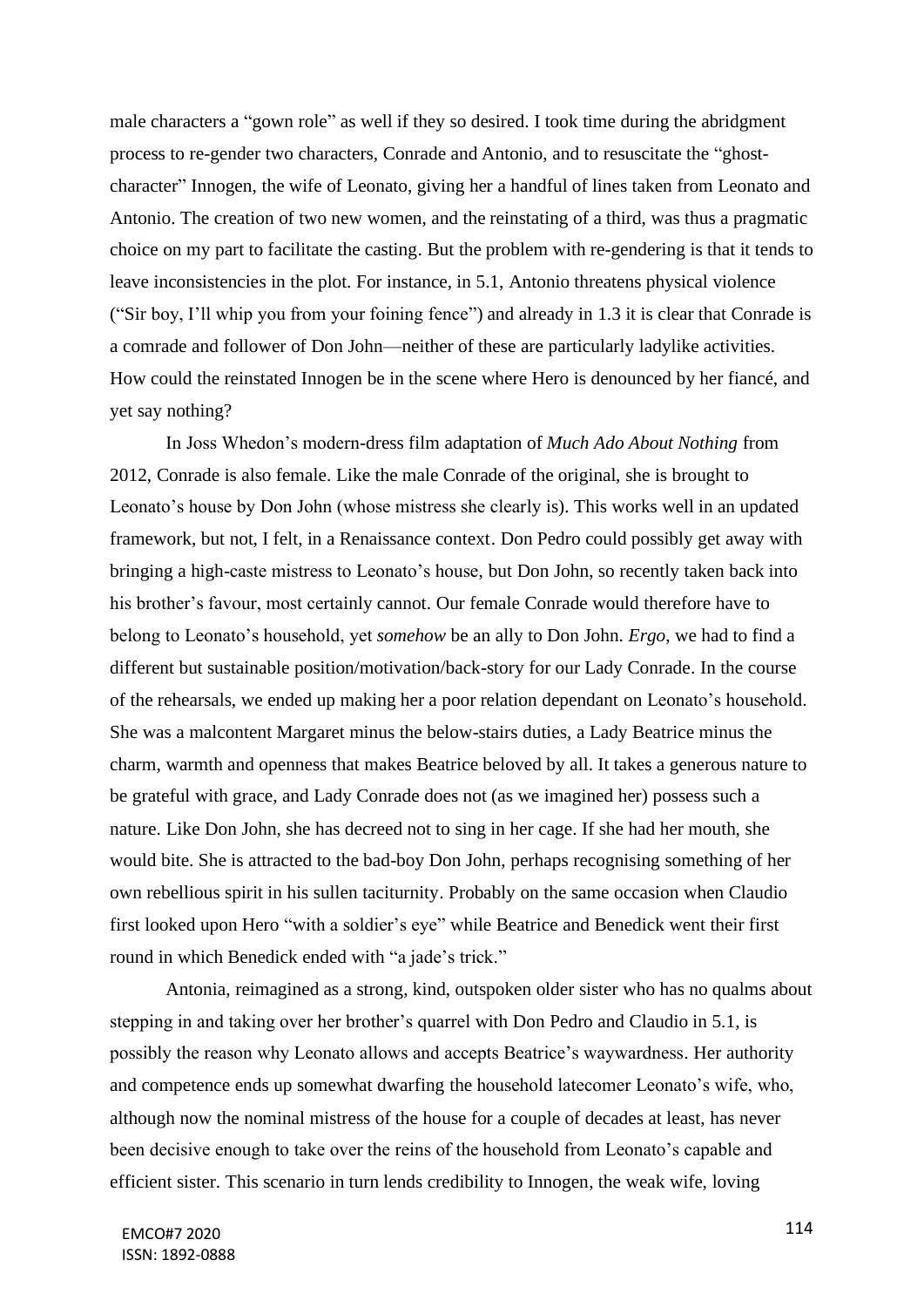male characters a "gown role" as well if they so desired. I took time during the abridgment process to re-gender two characters, Conrade and Antonio, and to resuscitate the "ghost-character" Innogen, the wife of Leonato, giving her a handful of lines taken from Leonato and Antonio. The creation of two new women, and the reinstating of a third, was thus a pragmatic choice on my part to facilitate the casting. But the problem with re-gendering is that it tends to leave inconsistencies in the plot. For instance, in 5.1, Antonio threatens physical violence ("Sir boy, I'll whip you from your foining fence") and already in 1.3 it is clear that Conrade is a comrade and follower of Don John—neither of these are particularly ladylike activities. How could the reinstated Innogen be in the scene where Hero is denounced by her fiancé, and yet say nothing?

In Joss Whedon's modern-dress film adaptation of *Much Ado About Nothing* from 2012, Conrade is also female. Like the male Conrade of the original, she is brought to Leonato's house by Don John (whose mistress she clearly is). This works well in an updated framework, but not, I felt, in a Renaissance context. Don Pedro could possibly get away with bringing a high-caste mistress to Leonato's house, but Don John, so recently taken back into his brother's favour, most certainly cannot. Our female Conrade would therefore have to belong to Leonato's household, yet *somehow* be an ally to Don John. *Ergo*, we had to find a different but sustainable position/motivation/back-story for our Lady Conrade. In the course of the rehearsals, we ended up making her a poor relation dependant on Leonato's household. She was a malcontent Margaret minus the below-stairs duties, a Lady Beatrice minus the charm, warmth and openness that makes Beatrice beloved by all. It takes a generous nature to be grateful with grace, and Lady Conrade does not (as we imagined her) possess such a nature. Like Don John, she has decreed not to sing in her cage. If she had her mouth, she would bite. She is attracted to the bad-boy Don John, perhaps recognising something of her own rebellious spirit in his sullen taciturnity. Probably on the same occasion when Claudio first looked upon Hero "with a soldier's eye" while Beatrice and Benedick went their first round in which Benedick ended with "a jade's trick."

Antonia, reimagined as a strong, kind, outspoken older sister who has no qualms about stepping in and taking over her brother's quarrel with Don Pedro and Claudio in 5.1, is possibly the reason why Leonato allows and accepts Beatrice's waywardness. Her authority and competence ends up somewhat dwarfing the household latecomer Leonato's wife, who, although now the nominal mistress of the house for a couple of decades at least, has never been decisive enough to take over the reins of the household from Leonato's capable and efficient sister. This scenario in turn lends credibility to Innogen, the weak wife, loving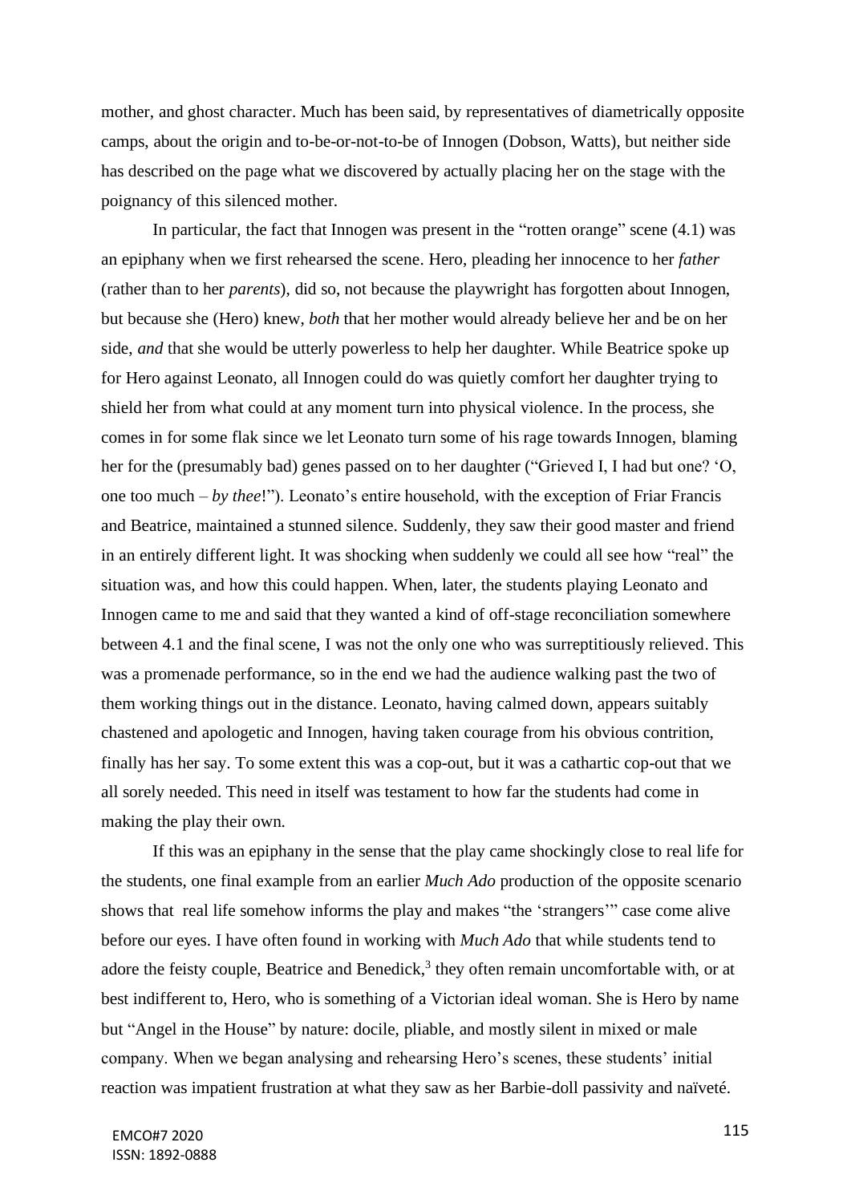mother, and ghost character. Much has been said, by representatives of diametrically opposite camps, about the origin and to-be-or-not-to-be of Innogen (Dobson, Watts), but neither side has described on the page what we discovered by actually placing her on the stage with the poignancy of this silenced mother.

In particular, the fact that Innogen was present in the "rotten orange" scene (4.1) was an epiphany when we first rehearsed the scene. Hero, pleading her innocence to her *father* (rather than to her *parents*), did so, not because the playwright has forgotten about Innogen, but because she (Hero) knew, *both* that her mother would already believe her and be on her side, *and* that she would be utterly powerless to help her daughter. While Beatrice spoke up for Hero against Leonato, all Innogen could do was quietly comfort her daughter trying to shield her from what could at any moment turn into physical violence. In the process, she comes in for some flak since we let Leonato turn some of his rage towards Innogen, blaming her for the (presumably bad) genes passed on to her daughter ("Grieved I, I had but one? 'O, one too much – *by thee*!"). Leonato's entire household, with the exception of Friar Francis and Beatrice, maintained a stunned silence. Suddenly, they saw their good master and friend in an entirely different light. It was shocking when suddenly we could all see how "real" the situation was, and how this could happen. When, later, the students playing Leonato and Innogen came to me and said that they wanted a kind of off-stage reconciliation somewhere between 4.1 and the final scene, I was not the only one who was surreptitiously relieved. This was a promenade performance, so in the end we had the audience walking past the two of them working things out in the distance. Leonato, having calmed down, appears suitably chastened and apologetic and Innogen, having taken courage from his obvious contrition, finally has her say. To some extent this was a cop-out, but it was a cathartic cop-out that we all sorely needed. This need in itself was testament to how far the students had come in making the play their own.

If this was an epiphany in the sense that the play came shockingly close to real life for the students, one final example from an earlier *Much Ado* production of the opposite scenario shows that real life somehow informs the play and makes "the 'strangers'" case come alive before our eyes. I have often found in working with *Much Ado* that while students tend to adore the feisty couple, Beatrice and Benedick,[3] they often remain uncomfortable with, or at best indifferent to, Hero, who is something of a Victorian ideal woman. She is Hero by name but "Angel in the House" by nature: docile, pliable, and mostly silent in mixed or male company. When we began analysing and rehearsing Hero's scenes, these students' initial reaction was impatient frustration at what they saw as her Barbie-doll passivity and naïveté.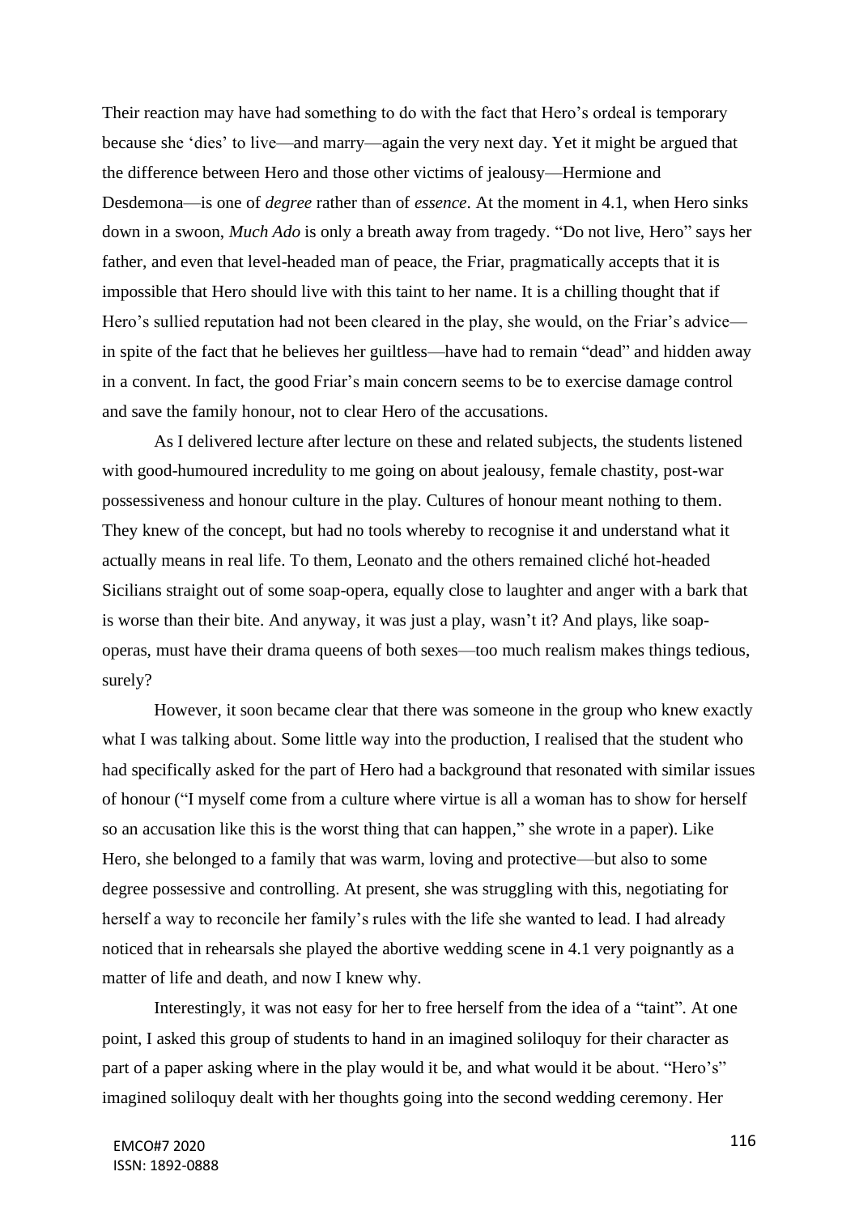Their reaction may have had something to do with the fact that Hero's ordeal is temporary because she 'dies' to live—and marry—again the very next day. Yet it might be argued that the difference between Hero and those other victims of jealousy—Hermione and Desdemona—is one of *degree* rather than of *essence*. At the moment in 4.1, when Hero sinks down in a swoon, *Much Ado* is only a breath away from tragedy. "Do not live, Hero" says her father, and even that level-headed man of peace, the Friar, pragmatically accepts that it is impossible that Hero should live with this taint to her name. It is a chilling thought that if Hero's sullied reputation had not been cleared in the play, she would, on the Friar's advice—in spite of the fact that he believes her guiltless—have had to remain "dead" and hidden away in a convent. In fact, the good Friar's main concern seems to be to exercise damage control and save the family honour, not to clear Hero of the accusations.

As I delivered lecture after lecture on these and related subjects, the students listened with good-humoured incredulity to me going on about jealousy, female chastity, post-war possessiveness and honour culture in the play. Cultures of honour meant nothing to them. They knew of the concept, but had no tools whereby to recognise it and understand what it actually means in real life. To them, Leonato and the others remained cliché hot-headed Sicilians straight out of some soap-opera, equally close to laughter and anger with a bark that is worse than their bite. And anyway, it was just a play, wasn't it? And plays, like soap-operas, must have their drama queens of both sexes—too much realism makes things tedious, surely?

However, it soon became clear that there was someone in the group who knew exactly what I was talking about. Some little way into the production, I realised that the student who had specifically asked for the part of Hero had a background that resonated with similar issues of honour ("I myself come from a culture where virtue is all a woman has to show for herself so an accusation like this is the worst thing that can happen," she wrote in a paper). Like Hero, she belonged to a family that was warm, loving and protective—but also to some degree possessive and controlling. At present, she was struggling with this, negotiating for herself a way to reconcile her family's rules with the life she wanted to lead. I had already noticed that in rehearsals she played the abortive wedding scene in 4.1 very poignantly as a matter of life and death, and now I knew why.

Interestingly, it was not easy for her to free herself from the idea of a "taint". At one point, I asked this group of students to hand in an imagined soliloquy for their character as part of a paper asking where in the play would it be, and what would it be about. "Hero's" imagined soliloquy dealt with her thoughts going into the second wedding ceremony. Her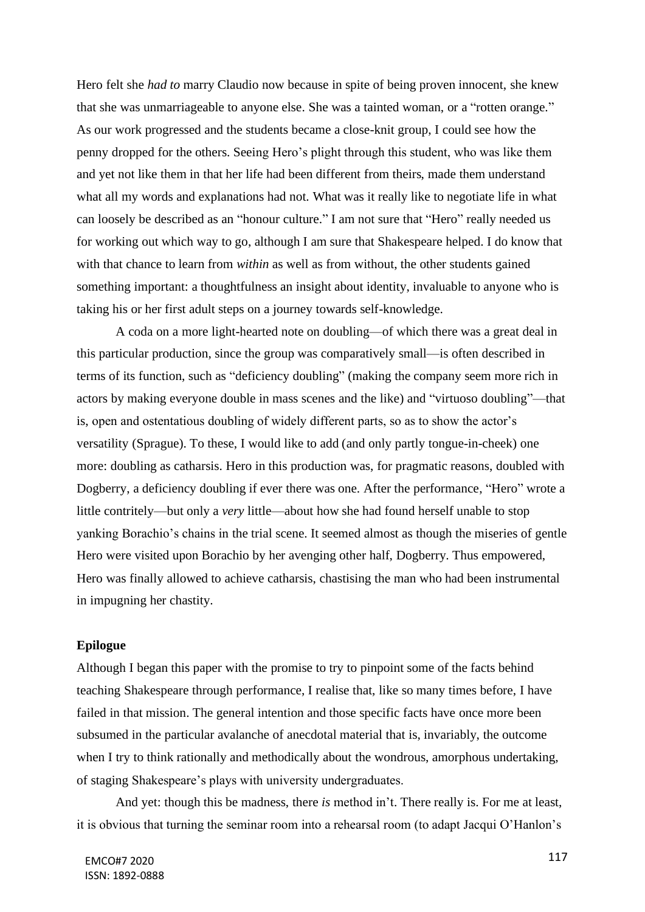Hero felt she *had to* marry Claudio now because in spite of being proven innocent, she knew that she was unmarriageable to anyone else. She was a tainted woman, or a "rotten orange." As our work progressed and the students became a close-knit group, I could see how the penny dropped for the others. Seeing Hero's plight through this student, who was like them and yet not like them in that her life had been different from theirs, made them understand what all my words and explanations had not. What was it really like to negotiate life in what can loosely be described as an "honour culture." I am not sure that "Hero" really needed us for working out which way to go, although I am sure that Shakespeare helped. I do know that with that chance to learn from *within* as well as from without, the other students gained something important: a thoughtfulness an insight about identity, invaluable to anyone who is taking his or her first adult steps on a journey towards self-knowledge.

A coda on a more light-hearted note on doubling—of which there was a great deal in this particular production, since the group was comparatively small—is often described in terms of its function, such as "deficiency doubling" (making the company seem more rich in actors by making everyone double in mass scenes and the like) and "virtuoso doubling"—that is, open and ostentatious doubling of widely different parts, so as to show the actor's versatility (Sprague). To these, I would like to add (and only partly tongue-in-cheek) one more: doubling as catharsis. Hero in this production was, for pragmatic reasons, doubled with Dogberry, a deficiency doubling if ever there was one. After the performance, "Hero" wrote a little contritely—but only a *very* little—about how she had found herself unable to stop yanking Borachio's chains in the trial scene. It seemed almost as though the miseries of gentle Hero were visited upon Borachio by her avenging other half, Dogberry. Thus empowered, Hero was finally allowed to achieve catharsis, chastising the man who had been instrumental in impugning her chastity.

**Epilogue**

Although I began this paper with the promise to try to pinpoint some of the facts behind teaching Shakespeare through performance, I realise that, like so many times before, I have failed in that mission. The general intention and those specific facts have once more been subsumed in the particular avalanche of anecdotal material that is, invariably, the outcome when I try to think rationally and methodically about the wondrous, amorphous undertaking, of staging Shakespeare's plays with university undergraduates.

And yet: though this be madness, there *is* method in't. There really is. For me at least, it is obvious that turning the seminar room into a rehearsal room (to adapt Jacqui O'Hanlon's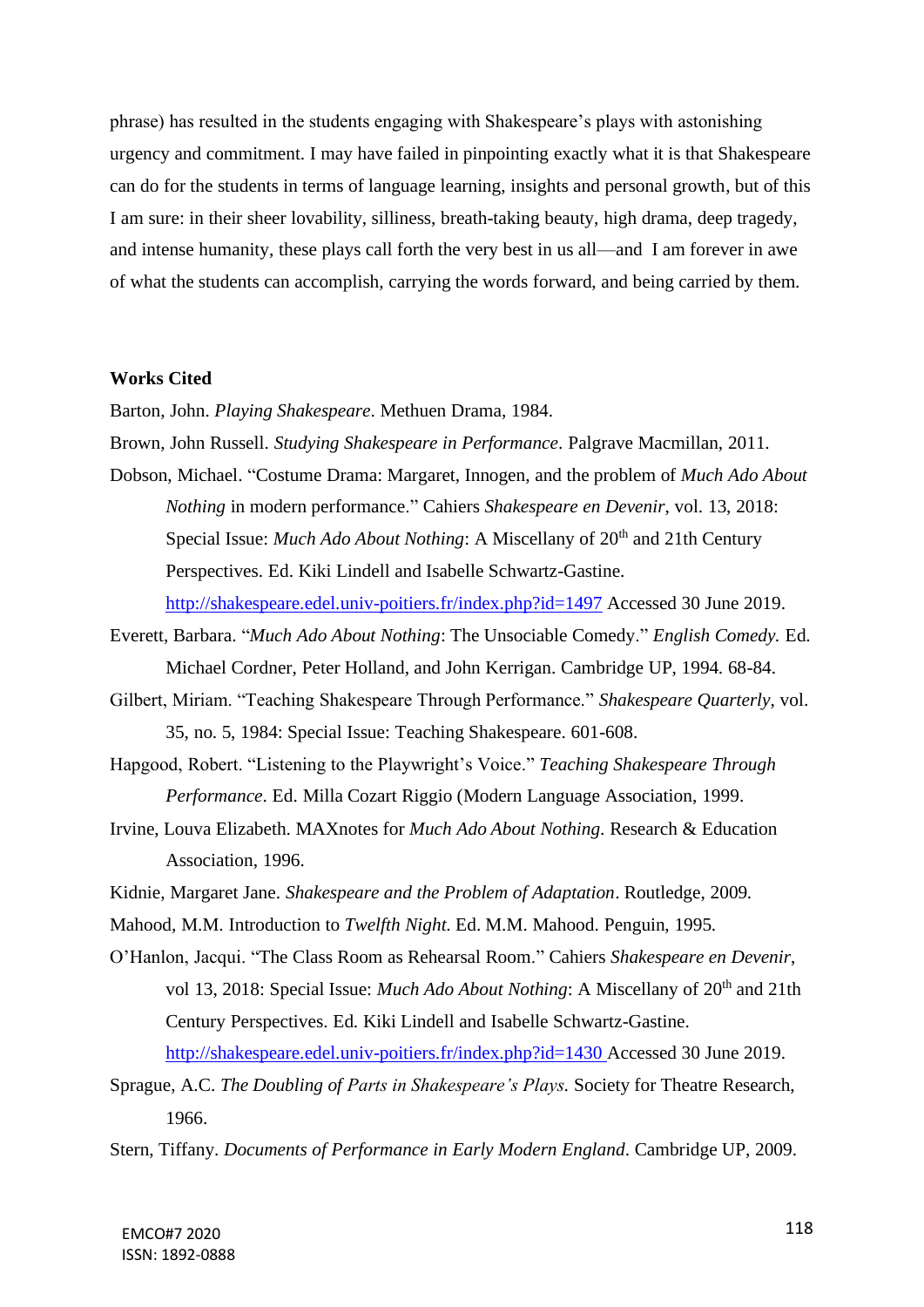phrase) has resulted in the students engaging with Shakespeare's plays with astonishing urgency and commitment. I may have failed in pinpointing exactly what it is that Shakespeare can do for the students in terms of language learning, insights and personal growth, but of this I am sure: in their sheer lovability, silliness, breath-taking beauty, high drama, deep tragedy, and intense humanity, these plays call forth the very best in us all—and I am forever in awe of what the students can accomplish, carrying the words forward, and being carried by them.

**Works Cited**

Barton, John. *Playing Shakespeare*. Methuen Drama, 1984.

Brown, John Russell. *Studying Shakespeare in Performance*. Palgrave Macmillan, 2011.

Dobson, Michael. "Costume Drama: Margaret, Innogen, and the problem of *Much Ado About Nothing* in modern performance." Cahiers *Shakespeare en Devenir*, vol. 13, 2018: Special Issue: *Much Ado About Nothing*: A Miscellany of 20th and 21th Century Perspectives. Ed. Kiki Lindell and Isabelle Schwartz-Gastine. http://shakespeare.edel.univ-poitiers.fr/index.php?id=1497 Accessed 30 June 2019.

Everett, Barbara. "*Much Ado About Nothing*: The Unsociable Comedy." *English Comedy.* Ed. Michael Cordner, Peter Holland, and John Kerrigan. Cambridge UP, 1994. 68-84.

Gilbert, Miriam. "Teaching Shakespeare Through Performance." *Shakespeare Quarterly*, vol. 35, no. 5, 1984: Special Issue: Teaching Shakespeare. 601-608.

Hapgood, Robert. "Listening to the Playwright's Voice." *Teaching Shakespeare Through Performance*. Ed. Milla Cozart Riggio (Modern Language Association, 1999.

Irvine, Louva Elizabeth. MAXnotes for *Much Ado About Nothing.* Research & Education Association, 1996.

Kidnie, Margaret Jane. *Shakespeare and the Problem of Adaptation*. Routledge, 2009.

Mahood, M.M. Introduction to *Twelfth Night.* Ed. M.M. Mahood. Penguin, 1995.

O'Hanlon, Jacqui. "The Class Room as Rehearsal Room." Cahiers *Shakespeare en Devenir*, vol 13, 2018: Special Issue: *Much Ado About Nothing*: A Miscellany of 20th and 21th Century Perspectives. Ed. Kiki Lindell and Isabelle Schwartz-Gastine. http://shakespeare.edel.univ-poitiers.fr/index.php?id=1430 Accessed 30 June 2019.

Sprague, A.C. *The Doubling of Parts in Shakespeare's Plays.* Society for Theatre Research, 1966.

Stern, Tiffany. *Documents of Performance in Early Modern England*. Cambridge UP, 2009.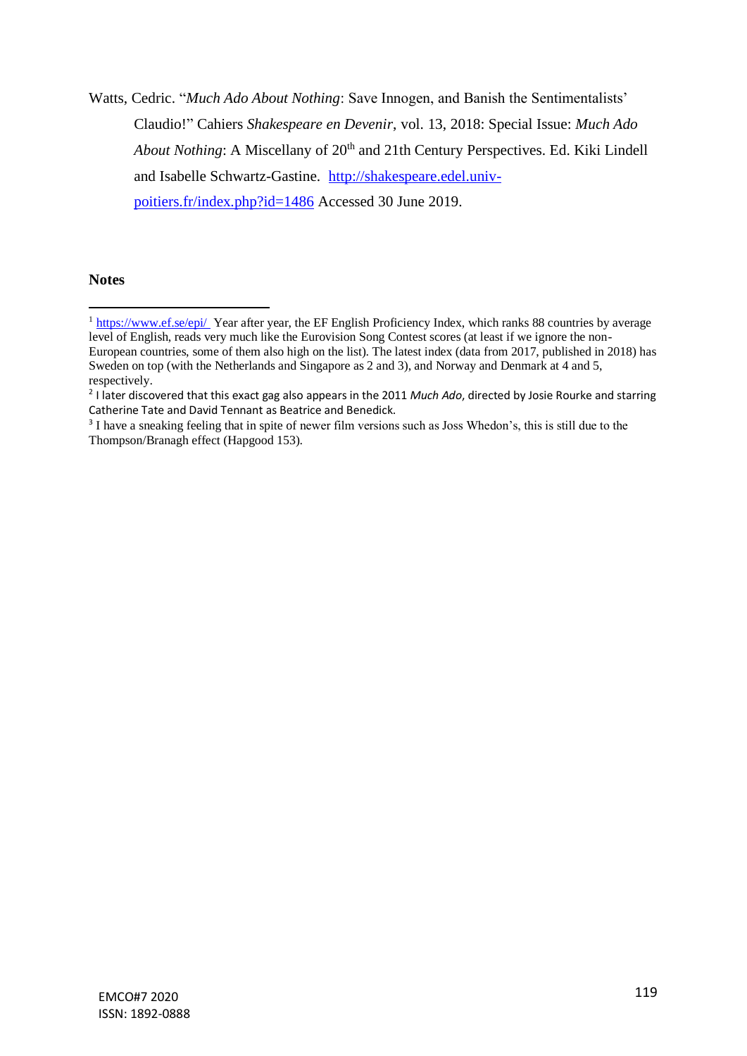Watts, Cedric. "*Much Ado About Nothing*: Save Innogen, and Banish the Sentimentalists' Claudio!" Cahiers *Shakespeare en Devenir*, vol. 13, 2018: Special Issue: *Much Ado About Nothing*: A Miscellany of 20th and 21th Century Perspectives. Ed. Kiki Lindell and Isabelle Schwartz-Gastine. http://shakespeare.edel.univ-poitiers.fr/index.php?id=1486 Accessed 30 June 2019.

**Notes**

---

[1] https://www.ef.se/epi/ Year after year, the EF English Proficiency Index, which ranks 88 countries by average level of English, reads very much like the Eurovision Song Contest scores (at least if we ignore the non-European countries, some of them also high on the list). The latest index (data from 2017, published in 2018) has Sweden on top (with the Netherlands and Singapore as 2 and 3), and Norway and Denmark at 4 and 5, respectively.

[2] I later discovered that this exact gag also appears in the 2011 *Much Ado*, directed by Josie Rourke and starring Catherine Tate and David Tennant as Beatrice and Benedick.

[3] I have a sneaking feeling that in spite of newer film versions such as Joss Whedon's, this is still due to the Thompson/Branagh effect (Hapgood 153).